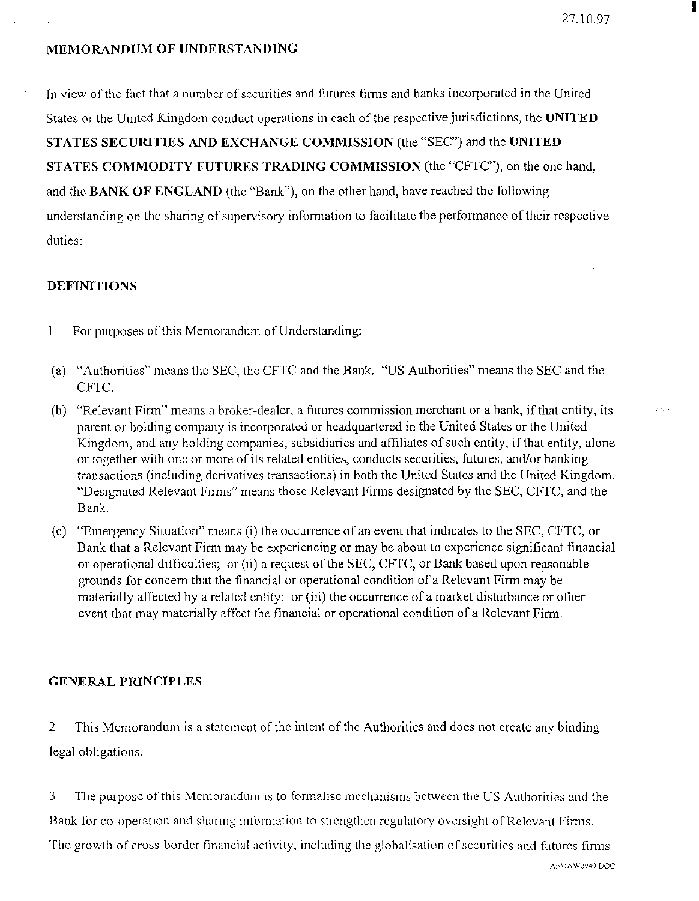27.10.97

## MEMORANDUM OF UNDERSTANDING

In view of the fact that a number of securities and futures firms and banks incorporated in the United States or the United Kingdom conduct operations in each of the respective jurisdictions, the **UNITED STATES SECURITIES AND EXCHANGE COMMISSION** (the "SEC") and the **UNITED STATES COMMODITY FUTURES TRADING COMMISSION** (the "CFTC"), on the one hand, and the **BANK OF ENGLAND** (the "Bank"), on the other hand, have reached the following understanding on the sharing of supervisory information to facilitate the performance of their respective duties:

### DEFINITIONS

1 For purposes of this Memorandum of Understanding:

(a) "Authorities" means the SEC, the CFTC and the Bank. "US Authorities" means the SEC and the CFTC.

(b) "Relevant Firm" means a broker-dealer, a futures commission merchant or a bank, if that entity, its parent or holding company is incorporated or headquartered in the United States or the United Kingdom, and any holding companies, subsidiaries and affiliates of such entity, if that entity, alone or together with one or more of its related entities, conducts securities, futures, and/or banking transactions (including derivatives transactions) in both the United States and the United Kingdom. "Designated Relevant Firms" means those Relevant Firms designated by the SEC, CFTC, and the Bank.

(c) "Emergency Situation" means (i) the occurrence of an event that indicates to the SEC, CFTC, or Bank that a Relevant Firm may be experiencing or may be about to experience significant financial or operational difficulties; or (ii) a request of the SEC, CFTC, or Bank based upon reasonable grounds for concern that the financial or operational condition of a Relevant Firm may be materially affected by a related entity; or (iii) the occurrence of a market disturbance or other event that may materially affect the financial or operational condition of a Relevant Firm.

### GENERAL PRINCIPLES

2 This Memorandum is a statement of the intent of the Authorities and does not create any binding legal obligations.

3 The purpose of this Memorandum is to formalise mechanisms between the US Authorities and the Bank for co-operation and sharing information to strengthen regulatory oversight of Relevant Firms. The growth of cross-border financial activity, including the globalisation of securities and futures firms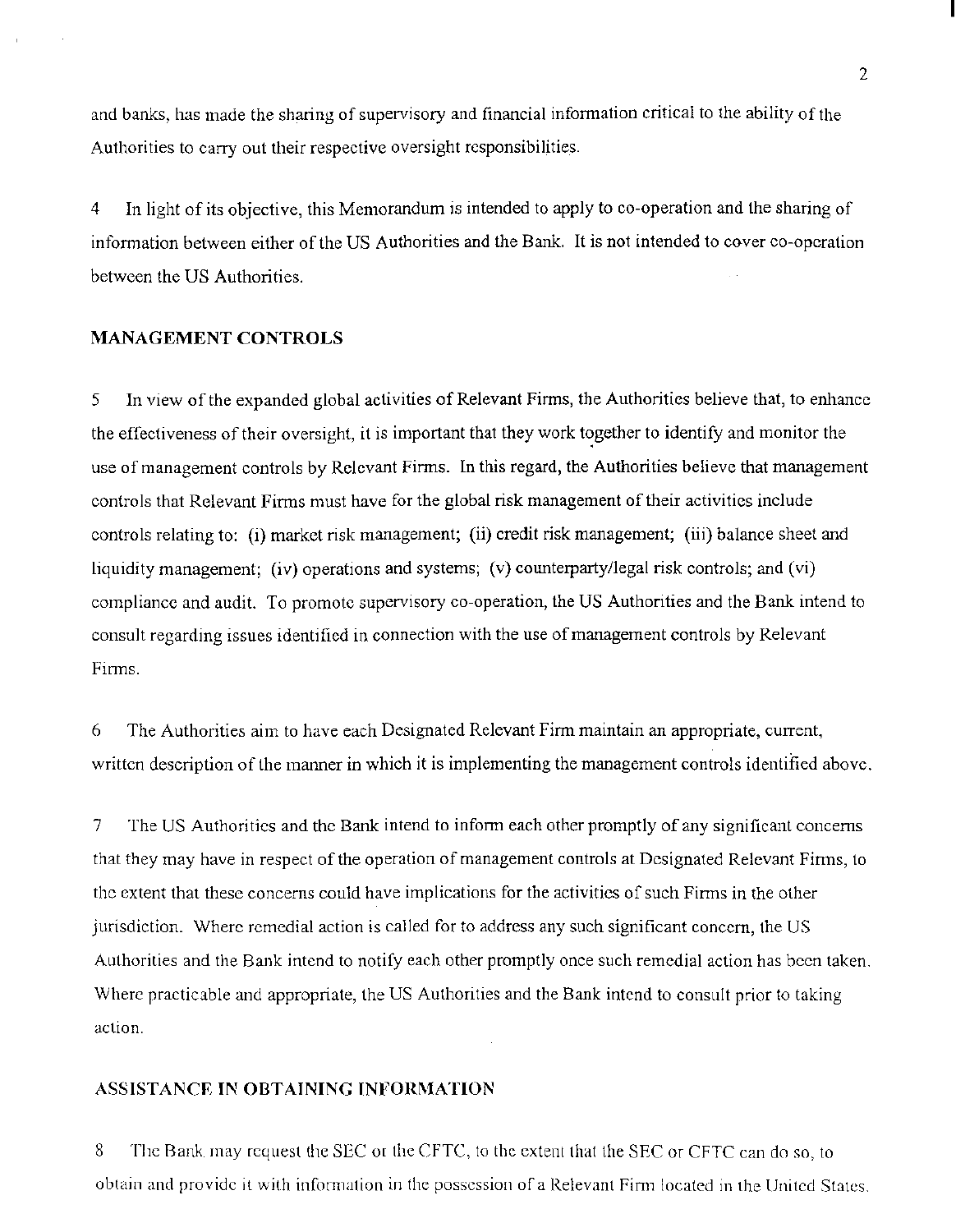and banks, has made the sharing of supervisory and financial information critical to the ability of the Authorities to carry out their respective oversight responsibilities.

4 In light of its objective, this Memorandum is intended to apply to co-operation and the sharing of information between either of the US Authorities and the Bank. It is not intended to cover co-operation between the US Authorities.

## MANAGEMENT CONTROLS

5 In view of the expanded global activities of Relevant Firms, the Authorities believe that, to enhance the effectiveness of their oversight, it is important that they work together to identify and monitor the use of management controls by Relevant Firms. In this regard, the Authorities believe that management controls that Relevant Firms must have for the global risk management of their activities include controls relating to: (i) market risk management; (ii) credit risk management; (iii) balance sheet and liquidity management; (iv) operations and systems; (v) counterparty/legal risk controls; and (vi) compliance and audit. To promote supervisory co-operation, the US Authorities and the Bank intend to consult regarding issues identified in connection with the use of management controls by Relevant Firms.

6 The Authorities aim to have each Designated Relevant Firm maintain an appropriate, current, written description of the manner in which it is implementing the management controls identified above.

7 The US Authorities and the Bank intend to inform each other promptly of any significant concerns that they may have in respect of the operation of management controls at Designated Relevant Firms, to the extent that these concerns could have implications for the activities of such Firms in the other jurisdiction. Where remedial action is called for to address any such significant concern, the US Authorities and the Bank intend to notify each other promptly once such remedial action has been taken. Where practicable and appropriate, the US Authorities and the Bank intend to consult prior to taking action.

## ASSISTANCE IN OBTAINING INFORMATION

8 The Bank may request the SEC or the CFTC, to the extent that the SEC or CFTC can do so, to obtain and provide it with information in the possession of a Relevant Firm located in the United States.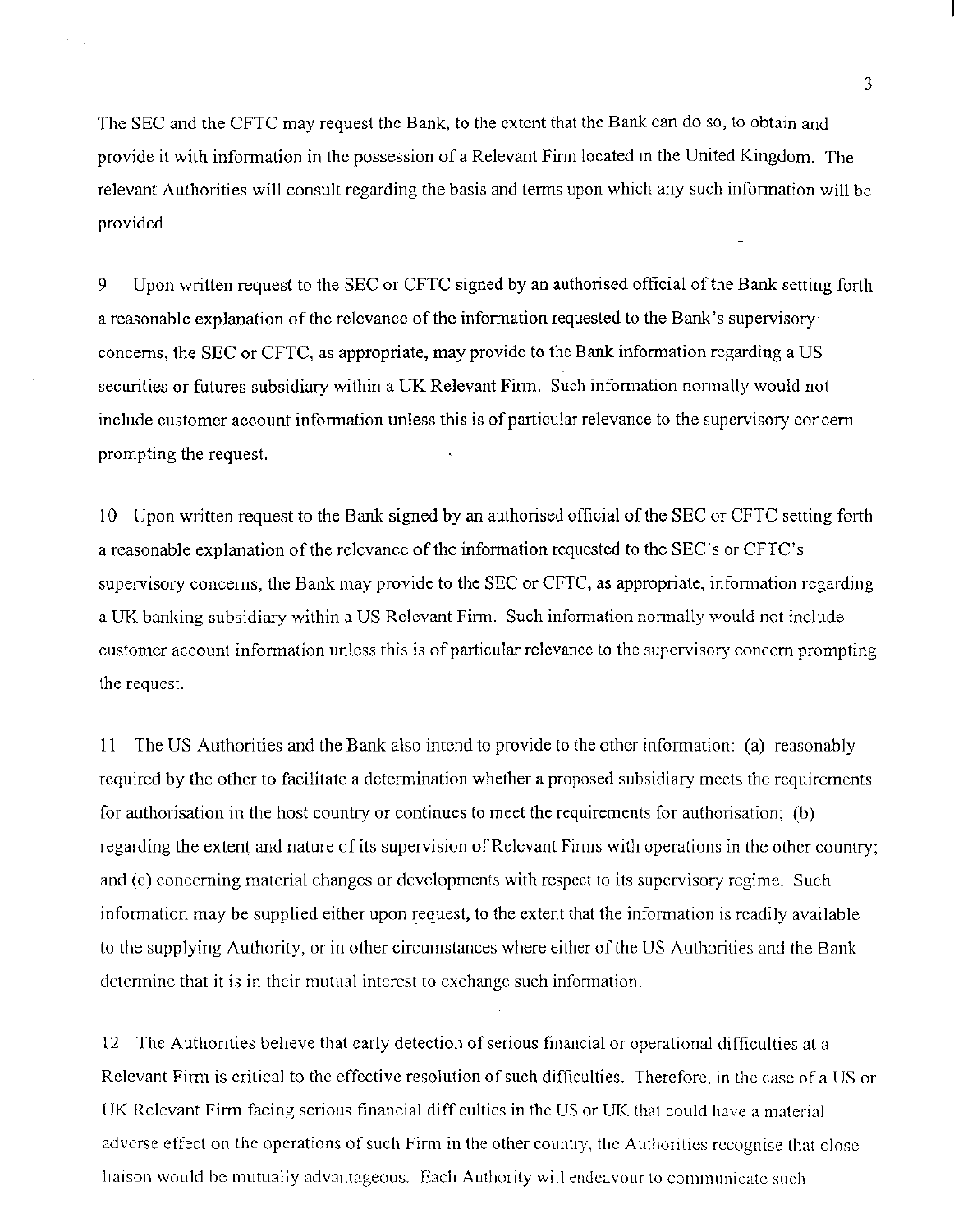The SEC and the CFTC may request the Bank, to the extent that the Bank can do so, to obtain and provide it with information in the possession of a Relevant Firm located in the United Kingdom. The relevant Authorities will consult regarding the basis and terms upon which any such information will be provided.

9 Upon written request to the SEC or CFTC signed by an authorised official of the Bank setting forth a reasonable explanation of the relevance of the information requested to the Bank's supervisory concerns, the SEC or CFTC, as appropriate, may provide to the Bank information regarding a US securities or futures subsidiary within a UK Relevant Firm. Such information normally would not include customer account information unless this is of particular relevance to the supervisory concern prompting the request.

10 Upon written request to the Bank signed by an authorised official of the SEC or CFTC setting forth a reasonable explanation of the relevance of the information requested to the SEC's or CFTC's supervisory concerns, the Bank may provide to the SEC or CFTC, as appropriate, information regarding a UK banking subsidiary within a US Relevant Firm. Such information normally would not include customer account information unless this is of particular relevance to the supervisory concern prompting the request.

11 The US Authorities and the Bank also intend to provide to the other information: (a) reasonably required by the other to facilitate a determination whether a proposed subsidiary meets the requirements for authorisation in the host country or continues to meet the requirements for authorisation; (b) regarding the extent and nature of its supervision of Relevant Firms with operations in the other country; and (c) concerning material changes or developments with respect to its supervisory regime. Such information may be supplied either upon request, to the extent that the information is readily available to the supplying Authority, or in other circumstances where either of the US Authorities and the Bank determine that it is in their mutual interest to exchange such information.

12 The Authorities believe that early detection of serious financial or operational difficulties at a Relevant Firm is critical to the effective resolution of such difficulties. Therefore, in the case of a US or UK Relevant Firm facing serious financial difficulties in the US or UK that could have a material adverse effect on the operations of such Firm in the other country, the Authorities recognise that close liaison would be mutually advantageous. Each Authority will endeavour to communicate such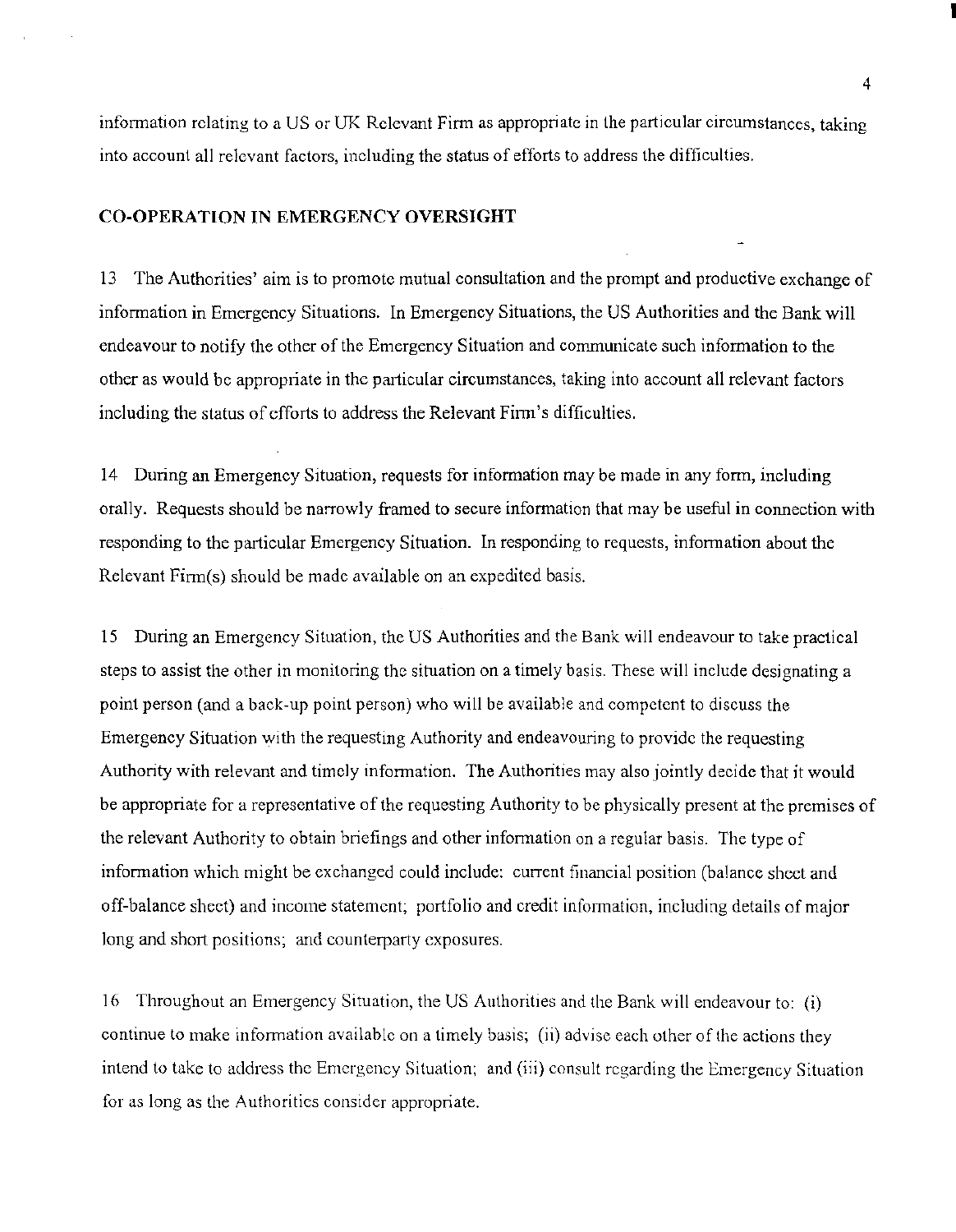information relating to a US or UK Relevant Firm as appropriate in the particular circumstances, taking into account all relevant factors, including the status of efforts to address the difficulties.

## CO-OPERATION IN EMERGENCY OVERSIGHT

13 The Authorities' aim is to promote mutual consultation and the prompt and productive exchange of information in Emergency Situations. In Emergency Situations, the US Authorities and the Bank will endeavour to notify the other of the Emergency Situation and communicate such information to the other as would be appropriate in the particular circumstances, taking into account all relevant factors including the status of efforts to address the Relevant Firm's difficulties.

14 During an Emergency Situation, requests for information may be made in any form, including orally. Requests should be narrowly framed to secure information that may be useful in connection with responding to the particular Emergency Situation. In responding to requests, information about the Relevant Firm(s) should be made available on an expedited basis.

15 During an Emergency Situation, the US Authorities and the Bank will endeavour to take practical steps to assist the other in monitoring the situation on a timely basis. These will include designating a point person (and a back-up point person) who will be available and competent to discuss the Emergency Situation with the requesting Authority and endeavouring to provide the requesting Authority with relevant and timely information. The Authorities may also jointly decide that it would be appropriate for a representative of the requesting Authority to be physically present at the premises of the relevant Authority to obtain briefings and other information on a regular basis. The type of information which might be exchanged could include: current financial position (balance sheet and off-balance sheet) and income statement; portfolio and credit information, including details of major long and short positions; and counterparty exposures.

16 Throughout an Emergency Situation, the US Authorities and the Bank will endeavour to: (i) continue to make information available on a timely basis; (ii) advise each other of the actions they intend to take to address the Emergency Situation; and (iii) consult regarding the Emergency Situation for as long as the Authorities consider appropriate.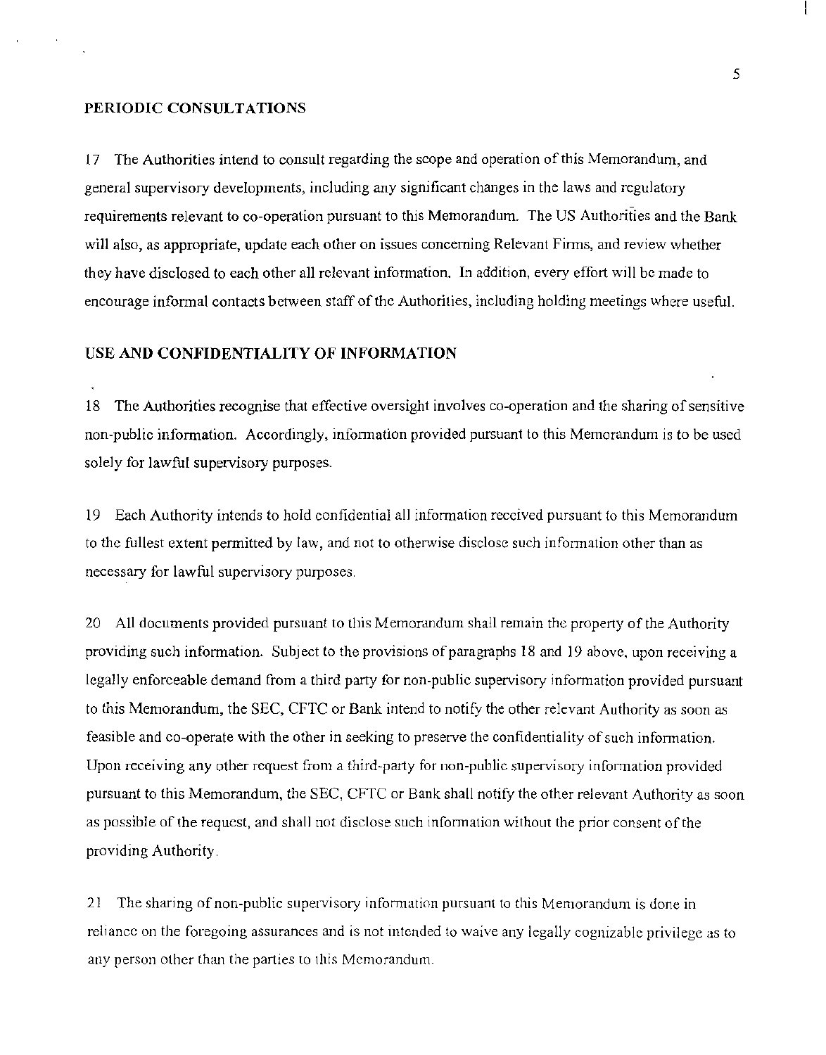## PERIODIC CONSULTATIONS

17 The Authorities intend to consult regarding the scope and operation of this Memorandum, and general supervisory developments, including any significant changes in the laws and regulatory requirements relevant to co-operation pursuant to this Memorandum. The US Authorities and the Bank will also, as appropriate, update each other on issues concerning Relevant Firms, and review whether they have disclosed to each other all relevant information. In addition, every effort will be made to encourage informal contacts between staff of the Authorities, including holding meetings where useful.

## USE AND CONFIDENTIALITY OF INFORMATION

18 The Authorities recognise that effective oversight involves co-operation and the sharing of sensitive non-public information. Accordingly, information provided pursuant to this Memorandum is to be used solely for lawful supervisory purposes.

19 Each Authority intends to hold confidential all information received pursuant to this Memorandum to the fullest extent permitted by law, and not to otherwise disclose such information other than as necessary for lawful supervisory purposes.

20 All documents provided pursuant to this Memorandum shall remain the property of the Authority providing such information. Subject to the provisions of paragraphs 18 and 19 above, upon receiving a legally enforceable demand from a third party for non-public supervisory information provided pursuant to this Memorandum, the SEC, CFTC or Bank intend to notify the other relevant Authority as soon as feasible and co-operate with the other in seeking to preserve the confidentiality of such information. Upon receiving any other request from a third-party for non-public supervisory information provided pursuant to this Memorandum, the SEC, CFTC or Bank shall notify the other relevant Authority as soon as possible of the request, and shall not disclose such information without the prior consent of the providing Authority.

21 The sharing of non-public supervisory information pursuant to this Memorandum is done in reliance on the foregoing assurances and is not intended to waive any legally cognizable privilege as to any person other than the parties to this Memorandum.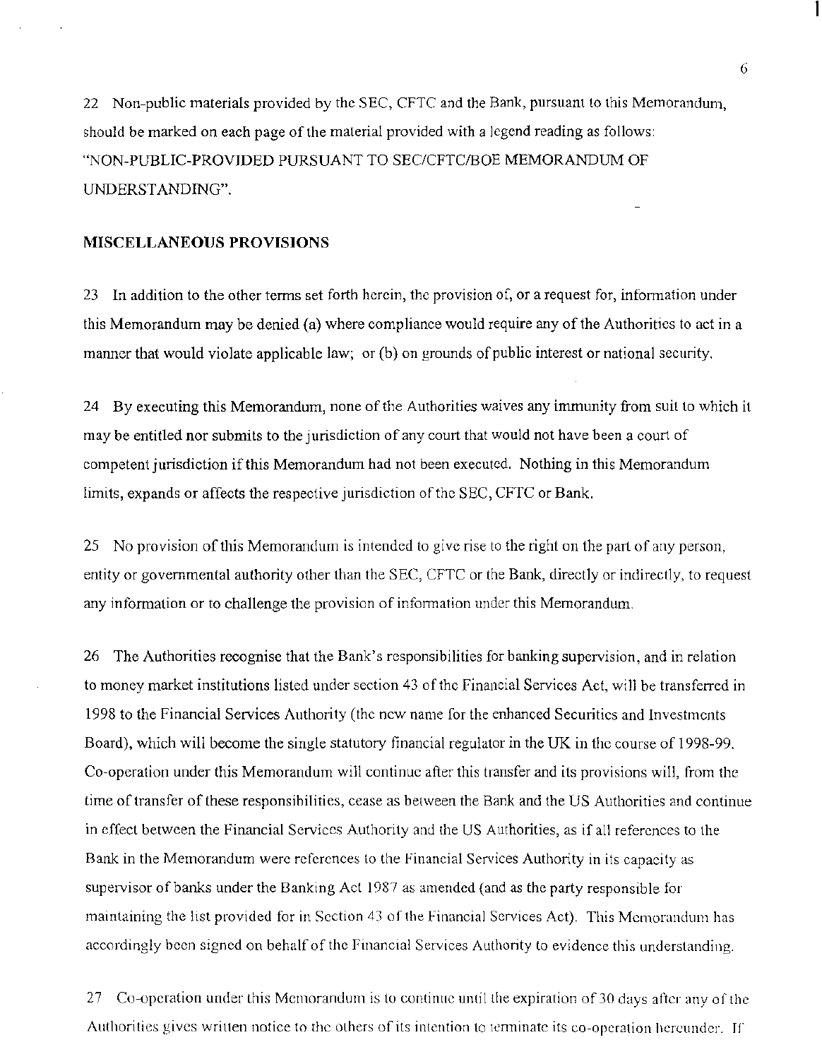22 Non-public materials provided by the SEC, CFTC and the Bank, pursuant to this Memorandum, should be marked on each page of the material provided with a legend reading as follows: "NON-PUBLIC-PROVIDED PURSUANT TO SEC/CFTC/BOE MEMORANDUM OF UNDERSTANDING".

## MISCELLANEOUS PROVISIONS

23 In addition to the other terms set forth herein, the provision of, or a request for, information under this Memorandum may be denied (a) where compliance would require any of the Authorities to act in a manner that would violate applicable law; or (b) on grounds of public interest or national security.

24 By executing this Memorandum, none of the Authorities waives any immunity from suit to which it may be entitled nor submits to the jurisdiction of any court that would not have been a court of competent jurisdiction if this Memorandum had not been executed. Nothing in this Memorandum limits, expands or affects the respective jurisdiction of the SEC, CFTC or Bank.

25 No provision of this Memorandum is intended to give rise to the right on the part of any person, entity or governmental authority other than the SEC, CFTC or the Bank, directly or indirectly, to request any information or to challenge the provision of information under this Memorandum.

26 The Authorities recognise that the Bank's responsibilities for banking supervision, and in relation to money market institutions listed under section 43 of the Financial Services Act, will be transferred in 1998 to the Financial Services Authority (the new name for the enhanced Securities and Investments Board), which will become the single statutory financial regulator in the UK in the course of 1998-99. Co-operation under this Memorandum will continue after this transfer and its provisions will, from the time of transfer of these responsibilities, cease as between the Bank and the US Authorities and continue in effect between the Financial Services Authority and the US Authorities, as if all references to the Bank in the Memorandum were references to the Financial Services Authority in its capacity as supervisor of banks under the Banking Act 1987 as amended (and as the party responsible for maintaining the list provided for in Section 43 of the Financial Services Act). This Memorandum has accordingly been signed on behalf of the Financial Services Authority to evidence this understanding.

27 Co-operation under this Memorandum is to continue until the expiration of 30 days after any of the Authorities gives written notice to the others of its intention to terminate its co-operation hereunder. If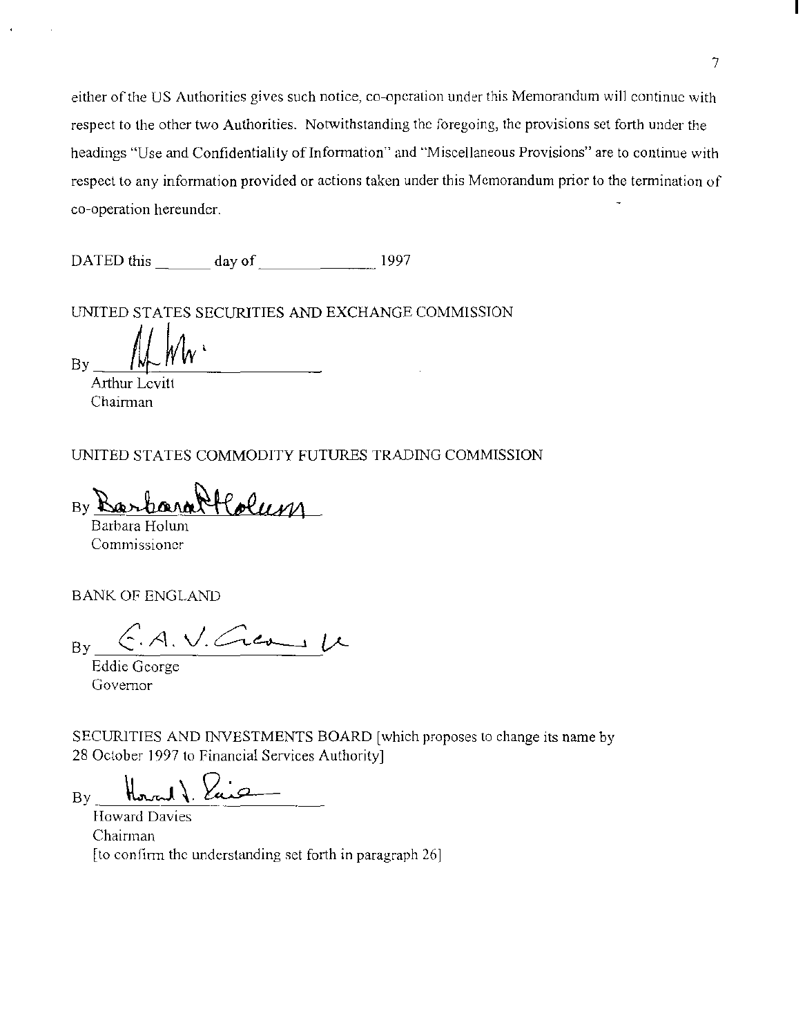either of the US Authorities gives such notice, co-operation under this Memorandum will continue with respect to the other two Authorities. Notwithstanding the foregoing, the provisions set forth under the headings "Use and Confidentiality of Information" and "Miscellaneous Provisions" are to continue with respect to any information provided or actions taken under this Memorandum prior to the termination of co-operation hereunder.

DATED this _______ day of _______________ 1997

UNITED STATES SECURITIES AND EXCHANGE COMMISSION

By ____________________________

Arthur Levitt
Chairman

UNITED STATES COMMODITY FUTURES TRADING COMMISSION

By ____________________________

Barbara Holum
Commissioner

BANK OF ENGLAND

By ____________________________

Eddie George
Governor

SECURITIES AND INVESTMENTS BOARD [which proposes to change its name by 28 October 1997 to Financial Services Authority]

By ____________________________

Howard Davies
Chairman
[to confirm the understanding set forth in paragraph 26]